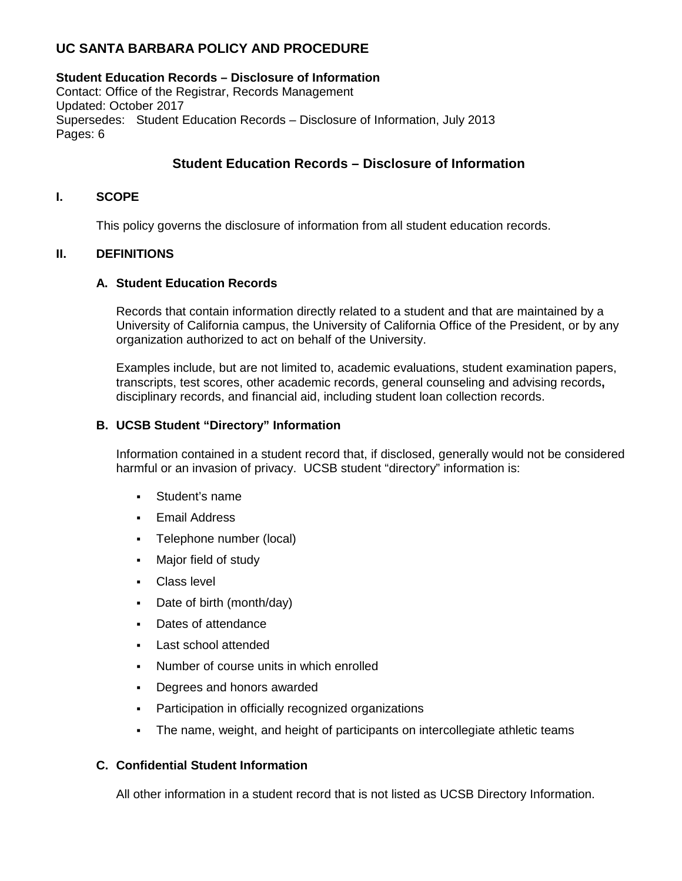# UC SANTA BARBARA POLICY AND PROCEDURE

**Student Education Records – Disclosure of Information**
Contact: Office of the Registrar, Records Management
Updated: October 2017
Supersedes: Student Education Records – Disclosure of Information, July 2013
Pages: 6

## Student Education Records – Disclosure of Information

### I. SCOPE

This policy governs the disclosure of information from all student education records.

### II. DEFINITIONS

#### A. Student Education Records

Records that contain information directly related to a student and that are maintained by a University of California campus, the University of California Office of the President, or by any organization authorized to act on behalf of the University.

Examples include, but are not limited to, academic evaluations, student examination papers, transcripts, test scores, other academic records, general counseling and advising records**,** disciplinary records, and financial aid, including student loan collection records.

#### B. UCSB Student "Directory" Information

Information contained in a student record that, if disclosed, generally would not be considered harmful or an invasion of privacy. UCSB student "directory" information is:

- Student's name
- Email Address
- Telephone number (local)
- Major field of study
- Class level
- Date of birth (month/day)
- Dates of attendance
- Last school attended
- Number of course units in which enrolled
- Degrees and honors awarded
- Participation in officially recognized organizations
- The name, weight, and height of participants on intercollegiate athletic teams

#### C. Confidential Student Information

All other information in a student record that is not listed as UCSB Directory Information.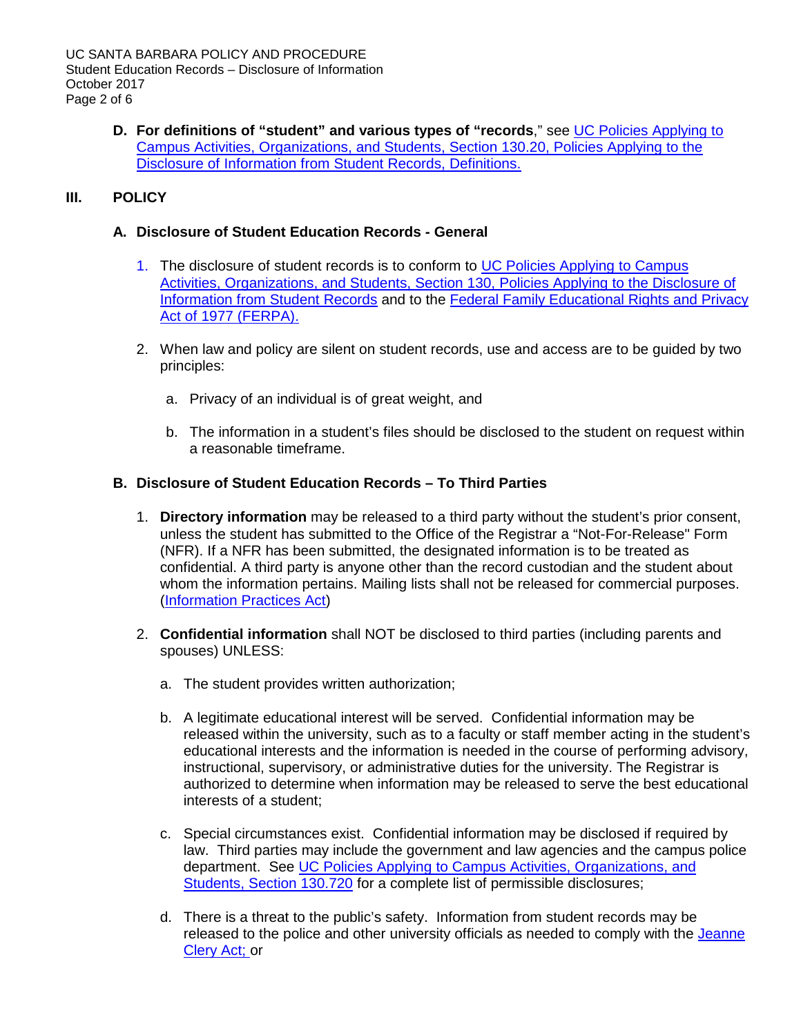**D. For definitions of "student" and various types of "records**," see [UC Policies Applying to Campus Activities, Organizations, and Students, Section 130.20, Policies Applying to the Disclosure of Information from Student Records, Definitions.]

## III. POLICY

### A. Disclosure of Student Education Records - General

1. The disclosure of student records is to conform to UC Policies Applying to Campus Activities, Organizations, and Students, Section 130, Policies Applying to the Disclosure of Information from Student Records and to the Federal Family Educational Rights and Privacy Act of 1977 (FERPA).

2. When law and policy are silent on student records, use and access are to be guided by two principles:

   a. Privacy of an individual is of great weight, and

   b. The information in a student's files should be disclosed to the student on request within a reasonable timeframe.

### B. Disclosure of Student Education Records – To Third Parties

1. **Directory information** may be released to a third party without the student's prior consent, unless the student has submitted to the Office of the Registrar a "Not-For-Release" Form (NFR). If a NFR has been submitted, the designated information is to be treated as confidential. A third party is anyone other than the record custodian and the student about whom the information pertains. Mailing lists shall not be released for commercial purposes. (Information Practices Act)

2. **Confidential information** shall NOT be disclosed to third parties (including parents and spouses) UNLESS:

   a. The student provides written authorization;

   b. A legitimate educational interest will be served. Confidential information may be released within the university, such as to a faculty or staff member acting in the student's educational interests and the information is needed in the course of performing advisory, instructional, supervisory, or administrative duties for the university. The Registrar is authorized to determine when information may be released to serve the best educational interests of a student;

   c. Special circumstances exist. Confidential information may be disclosed if required by law. Third parties may include the government and law agencies and the campus police department. See UC Policies Applying to Campus Activities, Organizations, and Students, Section 130.720 for a complete list of permissible disclosures;

   d. There is a threat to the public's safety. Information from student records may be released to the police and other university officials as needed to comply with the Jeanne Clery Act; or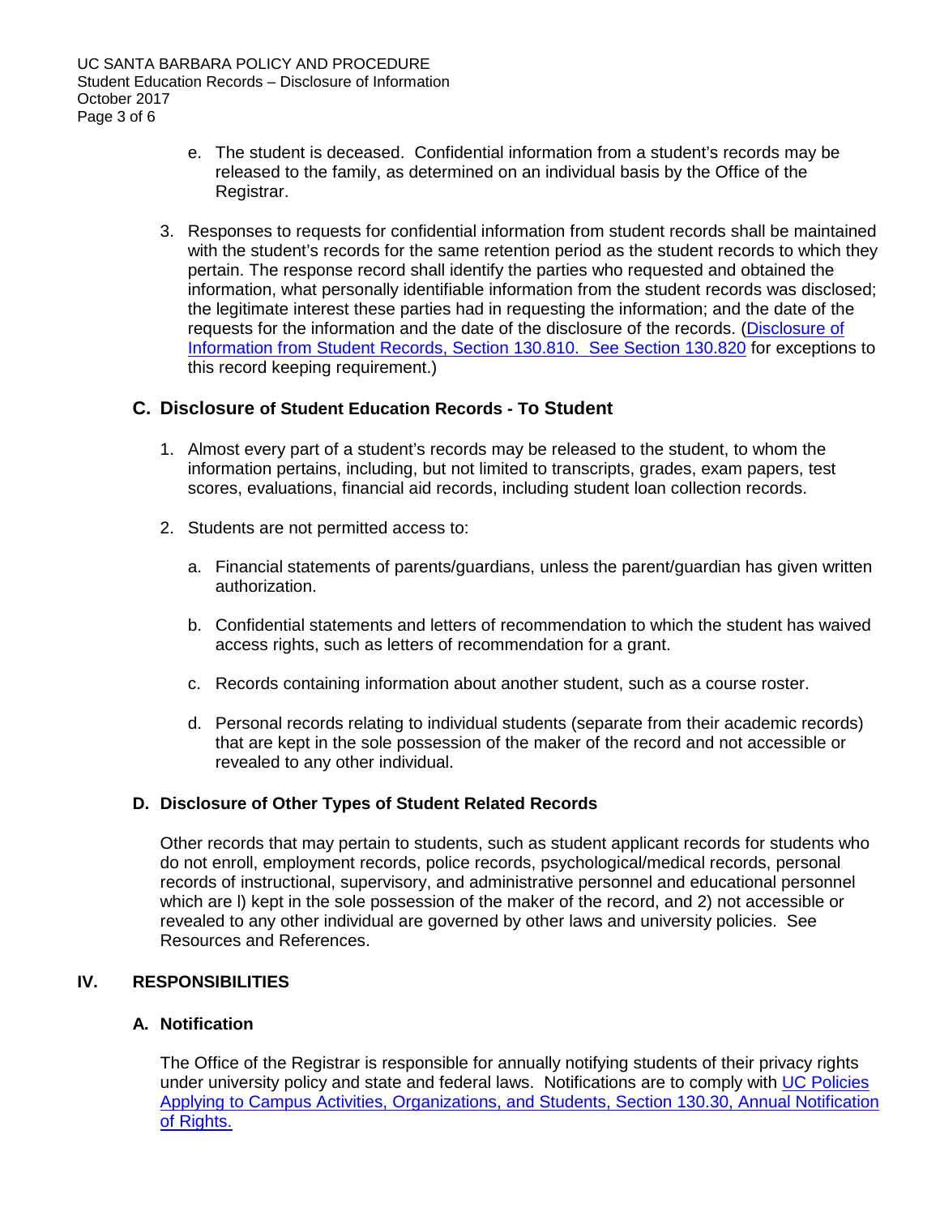e. The student is deceased. Confidential information from a student's records may be released to the family, as determined on an individual basis by the Office of the Registrar.

3. Responses to requests for confidential information from student records shall be maintained with the student's records for the same retention period as the student records to which they pertain. The response record shall identify the parties who requested and obtained the information, what personally identifiable information from the student records was disclosed; the legitimate interest these parties had in requesting the information; and the date of the requests for the information and the date of the disclosure of the records. (Disclosure of Information from Student Records, Section 130.810. See Section 130.820 for exceptions to this record keeping requirement.)

### C. Disclosure of Student Education Records - To Student

1. Almost every part of a student's records may be released to the student, to whom the information pertains, including, but not limited to transcripts, grades, exam papers, test scores, evaluations, financial aid records, including student loan collection records.

2. Students are not permitted access to:

   a. Financial statements of parents/guardians, unless the parent/guardian has given written authorization.

   b. Confidential statements and letters of recommendation to which the student has waived access rights, such as letters of recommendation for a grant.

   c. Records containing information about another student, such as a course roster.

   d. Personal records relating to individual students (separate from their academic records) that are kept in the sole possession of the maker of the record and not accessible or revealed to any other individual.

### D. Disclosure of Other Types of Student Related Records

Other records that may pertain to students, such as student applicant records for students who do not enroll, employment records, police records, psychological/medical records, personal records of instructional, supervisory, and administrative personnel and educational personnel which are l) kept in the sole possession of the maker of the record, and 2) not accessible or revealed to any other individual are governed by other laws and university policies. See Resources and References.

## IV. RESPONSIBILITIES

### A. Notification

The Office of the Registrar is responsible for annually notifying students of their privacy rights under university policy and state and federal laws. Notifications are to comply with UC Policies Applying to Campus Activities, Organizations, and Students, Section 130.30, Annual Notification of Rights.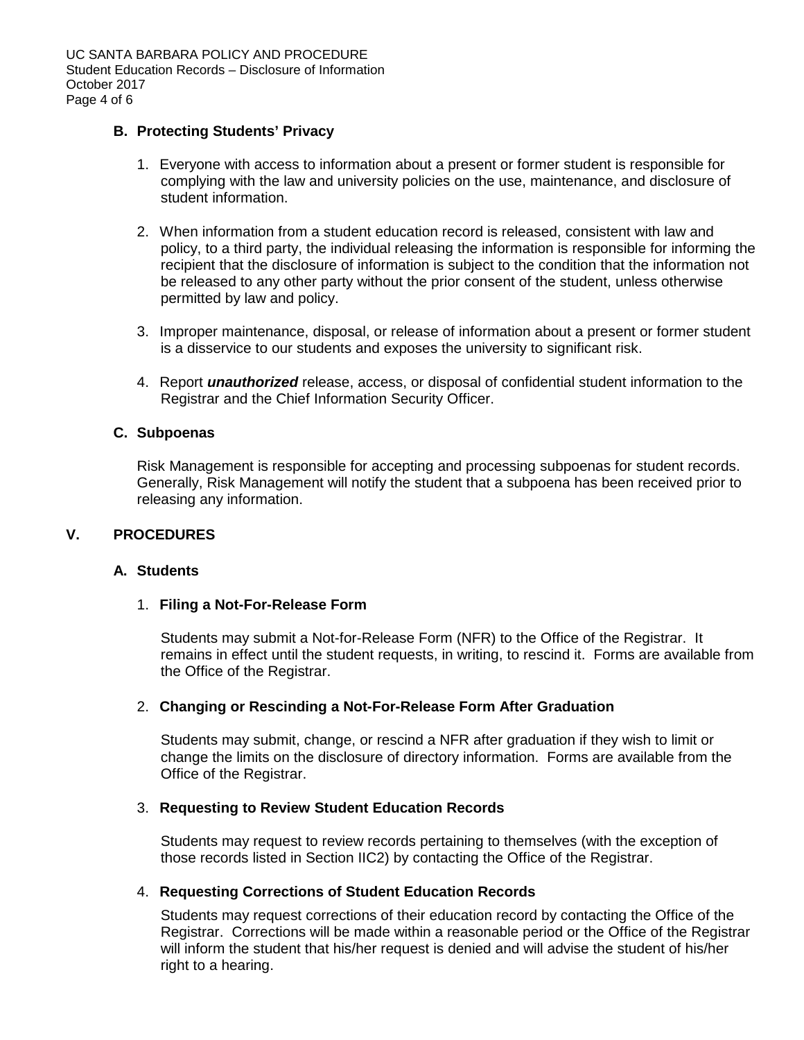### B. Protecting Students' Privacy

1. Everyone with access to information about a present or former student is responsible for complying with the law and university policies on the use, maintenance, and disclosure of student information.

2. When information from a student education record is released, consistent with law and policy, to a third party, the individual releasing the information is responsible for informing the recipient that the disclosure of information is subject to the condition that the information not be released to any other party without the prior consent of the student, unless otherwise permitted by law and policy.

3. Improper maintenance, disposal, or release of information about a present or former student is a disservice to our students and exposes the university to significant risk.

4. Report ***unauthorized*** release, access, or disposal of confidential student information to the Registrar and the Chief Information Security Officer.

### C. Subpoenas

Risk Management is responsible for accepting and processing subpoenas for student records. Generally, Risk Management will notify the student that a subpoena has been received prior to releasing any information.

## V. PROCEDURES

### A. Students

#### 1. Filing a Not-For-Release Form

Students may submit a Not-for-Release Form (NFR) to the Office of the Registrar. It remains in effect until the student requests, in writing, to rescind it. Forms are available from the Office of the Registrar.

#### 2. Changing or Rescinding a Not-For-Release Form After Graduation

Students may submit, change, or rescind a NFR after graduation if they wish to limit or change the limits on the disclosure of directory information. Forms are available from the Office of the Registrar.

#### 3. Requesting to Review Student Education Records

Students may request to review records pertaining to themselves (with the exception of those records listed in Section IIC2) by contacting the Office of the Registrar.

#### 4. Requesting Corrections of Student Education Records

Students may request corrections of their education record by contacting the Office of the Registrar. Corrections will be made within a reasonable period or the Office of the Registrar will inform the student that his/her request is denied and will advise the student of his/her right to a hearing.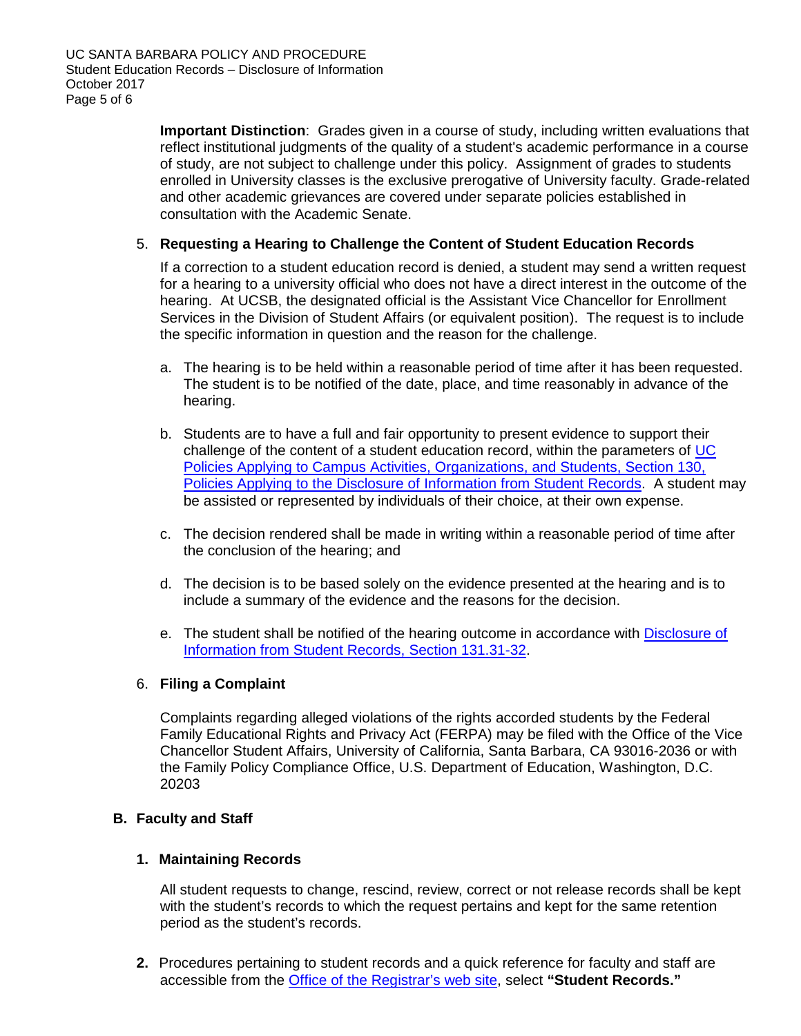**Important Distinction**: Grades given in a course of study, including written evaluations that reflect institutional judgments of the quality of a student's academic performance in a course of study, are not subject to challenge under this policy. Assignment of grades to students enrolled in University classes is the exclusive prerogative of University faculty. Grade-related and other academic grievances are covered under separate policies established in consultation with the Academic Senate.

5. **Requesting a Hearing to Challenge the Content of Student Education Records**

   If a correction to a student education record is denied, a student may send a written request for a hearing to a university official who does not have a direct interest in the outcome of the hearing. At UCSB, the designated official is the Assistant Vice Chancellor for Enrollment Services in the Division of Student Affairs (or equivalent position). The request is to include the specific information in question and the reason for the challenge.

   a. The hearing is to be held within a reasonable period of time after it has been requested. The student is to be notified of the date, place, and time reasonably in advance of the hearing.

   b. Students are to have a full and fair opportunity to present evidence to support their challenge of the content of a student education record, within the parameters of UC Policies Applying to Campus Activities, Organizations, and Students, Section 130, Policies Applying to the Disclosure of Information from Student Records. A student may be assisted or represented by individuals of their choice, at their own expense.

   c. The decision rendered shall be made in writing within a reasonable period of time after the conclusion of the hearing; and

   d. The decision is to be based solely on the evidence presented at the hearing and is to include a summary of the evidence and the reasons for the decision.

   e. The student shall be notified of the hearing outcome in accordance with Disclosure of Information from Student Records, Section 131.31-32.

6. **Filing a Complaint**

   Complaints regarding alleged violations of the rights accorded students by the Federal Family Educational Rights and Privacy Act (FERPA) may be filed with the Office of the Vice Chancellor Student Affairs, University of California, Santa Barbara, CA 93016-2036 or with the Family Policy Compliance Office, U.S. Department of Education, Washington, D.C. 20203

## B. Faculty and Staff

**1. Maintaining Records**

All student requests to change, rescind, review, correct or not release records shall be kept with the student's records to which the request pertains and kept for the same retention period as the student's records.

**2.** Procedures pertaining to student records and a quick reference for faculty and staff are accessible from the Office of the Registrar's web site, select **"Student Records."**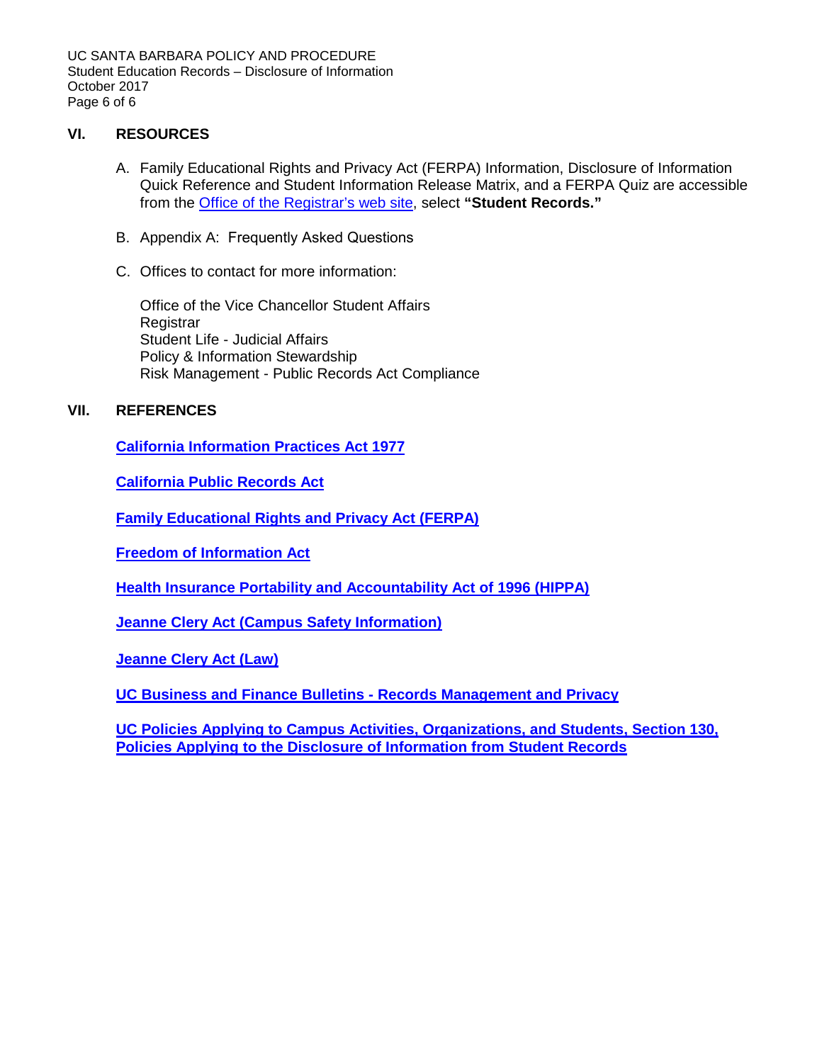## VI. RESOURCES

A. Family Educational Rights and Privacy Act (FERPA) Information, Disclosure of Information Quick Reference and Student Information Release Matrix, and a FERPA Quiz are accessible from the Office of the Registrar's web site, select **"Student Records."**

B. Appendix A: Frequently Asked Questions

C. Offices to contact for more information:

Office of the Vice Chancellor Student Affairs
Registrar
Student Life - Judicial Affairs
Policy & Information Stewardship
Risk Management - Public Records Act Compliance

## VII. REFERENCES

**California Information Practices Act 1977**

**California Public Records Act**

**Family Educational Rights and Privacy Act (FERPA)**

**Freedom of Information Act**

**Health Insurance Portability and Accountability Act of 1996 (HIPPA)**

**Jeanne Clery Act (Campus Safety Information)**

**Jeanne Clery Act (Law)**

**UC Business and Finance Bulletins - Records Management and Privacy**

**UC Policies Applying to Campus Activities, Organizations, and Students, Section 130, Policies Applying to the Disclosure of Information from Student Records**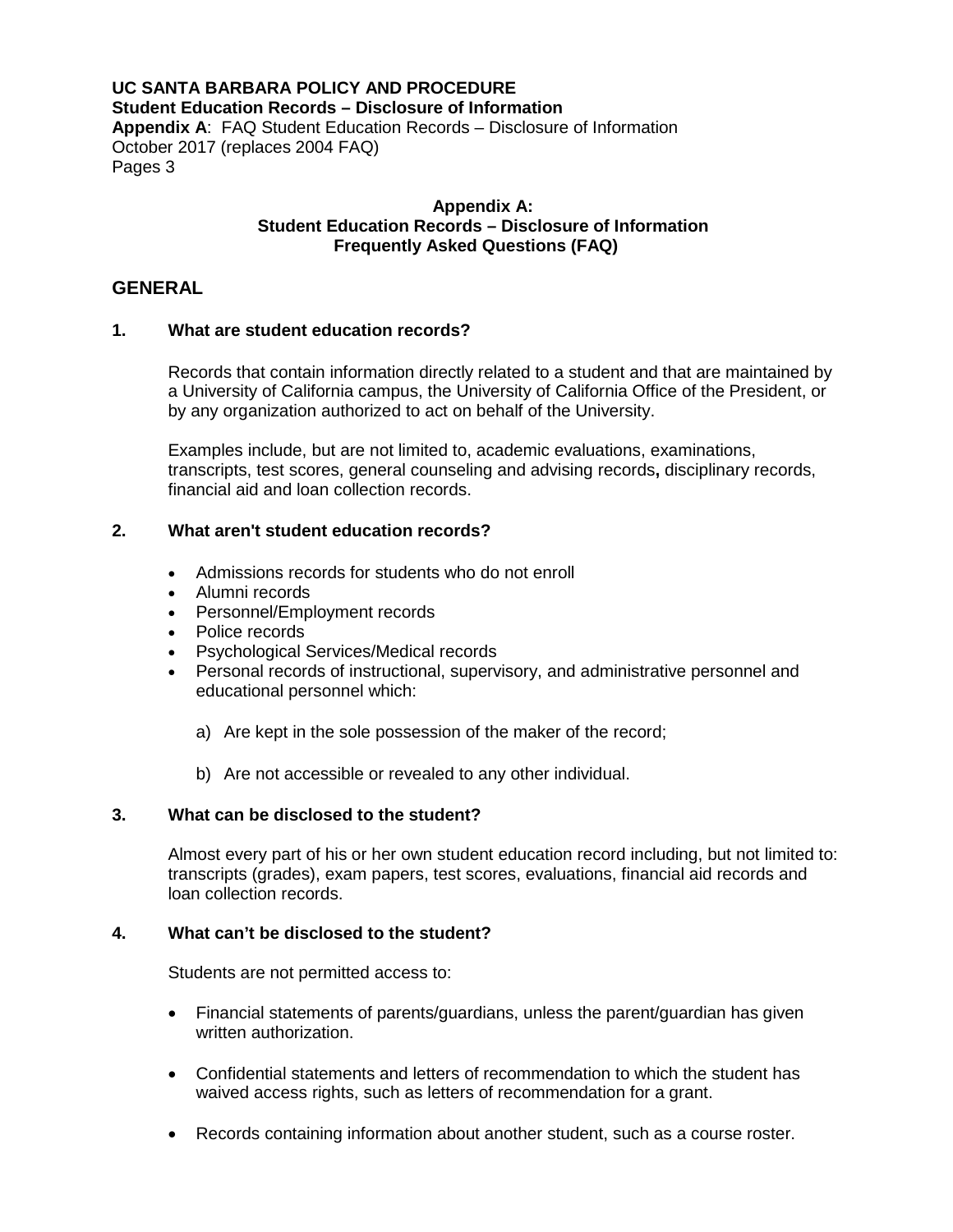**UC SANTA BARBARA POLICY AND PROCEDURE**
**Student Education Records – Disclosure of Information**
**Appendix A**: FAQ Student Education Records – Disclosure of Information
October 2017 (replaces 2004 FAQ)
Pages 3

**Appendix A:**
**Student Education Records – Disclosure of Information**
**Frequently Asked Questions (FAQ)**

## GENERAL

### 1. What are student education records?

Records that contain information directly related to a student and that are maintained by a University of California campus, the University of California Office of the President, or by any organization authorized to act on behalf of the University.

Examples include, but are not limited to, academic evaluations, examinations, transcripts, test scores, general counseling and advising records**,** disciplinary records, financial aid and loan collection records.

### 2. What aren't student education records?

- Admissions records for students who do not enroll
- Alumni records
- Personnel/Employment records
- Police records
- Psychological Services/Medical records
- Personal records of instructional, supervisory, and administrative personnel and educational personnel which:
  a) Are kept in the sole possession of the maker of the record;
  b) Are not accessible or revealed to any other individual.

### 3. What can be disclosed to the student?

Almost every part of his or her own student education record including, but not limited to: transcripts (grades), exam papers, test scores, evaluations, financial aid records and loan collection records.

### 4. What can't be disclosed to the student?

Students are not permitted access to:

- Financial statements of parents/guardians, unless the parent/guardian has given written authorization.
- Confidential statements and letters of recommendation to which the student has waived access rights, such as letters of recommendation for a grant.
- Records containing information about another student, such as a course roster.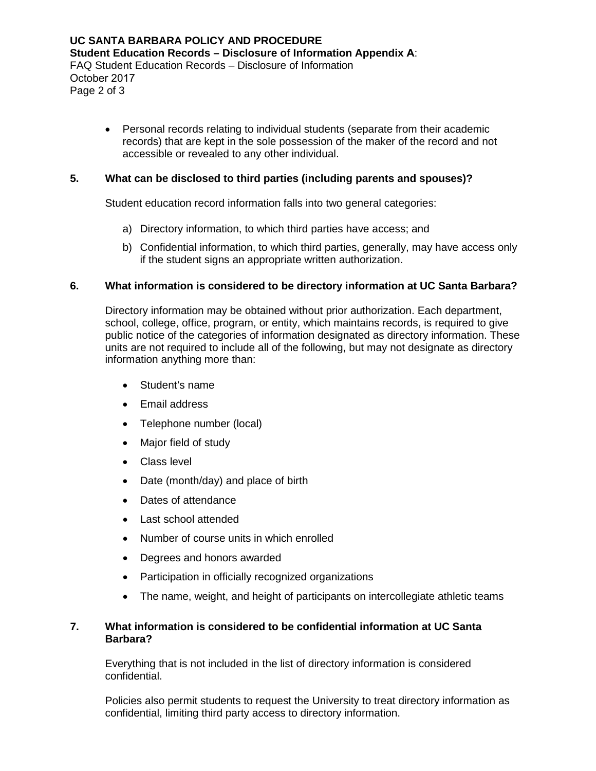- Personal records relating to individual students (separate from their academic records) that are kept in the sole possession of the maker of the record and not accessible or revealed to any other individual.

**5. What can be disclosed to third parties (including parents and spouses)?**

Student education record information falls into two general categories:

a) Directory information, to which third parties have access; and

b) Confidential information, to which third parties, generally, may have access only if the student signs an appropriate written authorization.

**6. What information is considered to be directory information at UC Santa Barbara?**

Directory information may be obtained without prior authorization. Each department, school, college, office, program, or entity, which maintains records, is required to give public notice of the categories of information designated as directory information. These units are not required to include all of the following, but may not designate as directory information anything more than:

- Student's name
- Email address
- Telephone number (local)
- Major field of study
- Class level
- Date (month/day) and place of birth
- Dates of attendance
- Last school attended
- Number of course units in which enrolled
- Degrees and honors awarded
- Participation in officially recognized organizations
- The name, weight, and height of participants on intercollegiate athletic teams

**7. What information is considered to be confidential information at UC Santa Barbara?**

Everything that is not included in the list of directory information is considered confidential.

Policies also permit students to request the University to treat directory information as confidential, limiting third party access to directory information.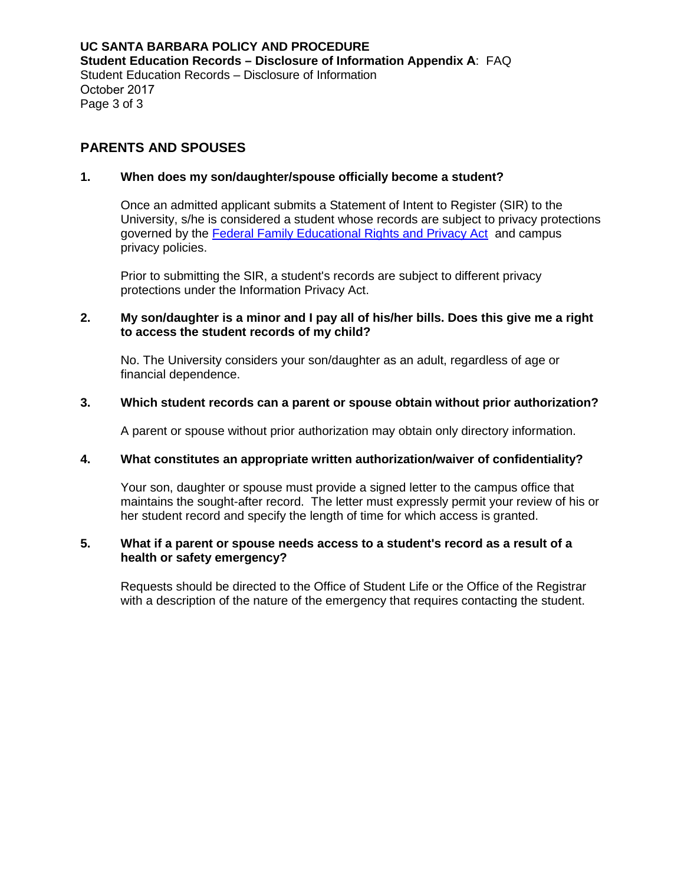## PARENTS AND SPOUSES

**1. When does my son/daughter/spouse officially become a student?**

Once an admitted applicant submits a Statement of Intent to Register (SIR) to the University, s/he is considered a student whose records are subject to privacy protections governed by the Federal Family Educational Rights and Privacy Act and campus privacy policies.

Prior to submitting the SIR, a student's records are subject to different privacy protections under the Information Privacy Act.

**2. My son/daughter is a minor and I pay all of his/her bills. Does this give me a right to access the student records of my child?**

No. The University considers your son/daughter as an adult, regardless of age or financial dependence.

**3. Which student records can a parent or spouse obtain without prior authorization?**

A parent or spouse without prior authorization may obtain only directory information.

**4. What constitutes an appropriate written authorization/waiver of confidentiality?**

Your son, daughter or spouse must provide a signed letter to the campus office that maintains the sought-after record. The letter must expressly permit your review of his or her student record and specify the length of time for which access is granted.

**5. What if a parent or spouse needs access to a student's record as a result of a health or safety emergency?**

Requests should be directed to the Office of Student Life or the Office of the Registrar with a description of the nature of the emergency that requires contacting the student.